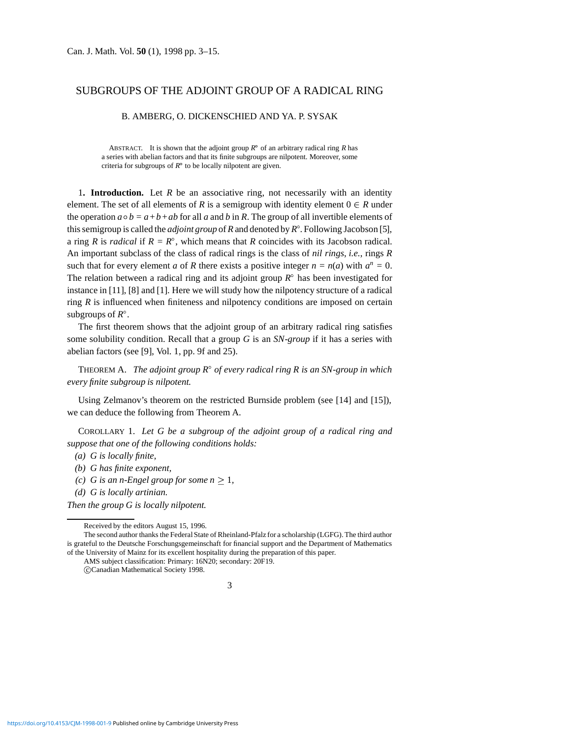# SUBGROUPS OF THE ADJOINT GROUP OF A RADICAL RING

B. AMBERG, O. DICKENSCHIED AND YA. P. SYSAK

ABSTRACT. It is shown that the adjoint group $R^{\circ}$ of an arbitrary radical ring $R$ has a series with abelian factors and that its finite subgroups are nilpotent. Moreover, some criteria for subgroups of $R^{\circ}$ to be locally nilpotent are given.

1**. Introduction.** Let $R$ be an associative ring, not necessarily with an identity element. The set of all elements of $R$ is a semigroup with identity element $0 \in R$ under the operation $a \circ b = a + b + ab$ for all $a$ and $b$ in $R$. The group of all invertible elements of this semigroup is called the *adjoint group* of $R$ and denoted by $R^{\circ}$. Following Jacobson [5], a ring $R$ is *radical* if $R = R^{\circ}$, which means that $R$ coincides with its Jacobson radical. An important subclass of the class of radical rings is the class of *nil rings*, *i.e.*, rings $R$ such that for every element $a$ of $R$ there exists a positive integer $n = n(a)$ with $a^n = 0$. The relation between a radical ring and its adjoint group $R^{\circ}$ has been investigated for instance in [11], [8] and [1]. Here we will study how the nilpotency structure of a radical ring $R$ is influenced when finiteness and nilpotency conditions are imposed on certain subgroups of $R^{\circ}$.

The first theorem shows that the adjoint group of an arbitrary radical ring satisfies some solubility condition. Recall that a group $G$ is an *SN-group* if it has a series with abelian factors (see [9], Vol. 1, pp. 9f and 25).

THEOREM A. *The adjoint group $R^{\circ}$ of every radical ring $R$ is an SN-group in which every finite subgroup is nilpotent.*

Using Zelmanov's theorem on the restricted Burnside problem (see [14] and [15]), we can deduce the following from Theorem A.

COROLLARY 1. *Let $G$ be a subgroup of the adjoint group of a radical ring and suppose that one of the following conditions holds:*

*(a) $G$ is locally finite,*
*(b) $G$ has finite exponent,*
*(c) $G$ is an $n$-Engel group for some $n \geq 1$,*
*(d) $G$ is locally artinian.*

*Then the group $G$ is locally nilpotent.*

Received by the editors August 15, 1996.

The second author thanks the Federal State of Rheinland-Pfalz for a scholarship (LGFG). The third author is grateful to the Deutsche Forschungsgemeinschaft for financial support and the Department of Mathematics of the University of Mainz for its excellent hospitality during the preparation of this paper.

AMS subject classification: Primary: 16N20; secondary: 20F19.

©Canadian Mathematical Society 1998.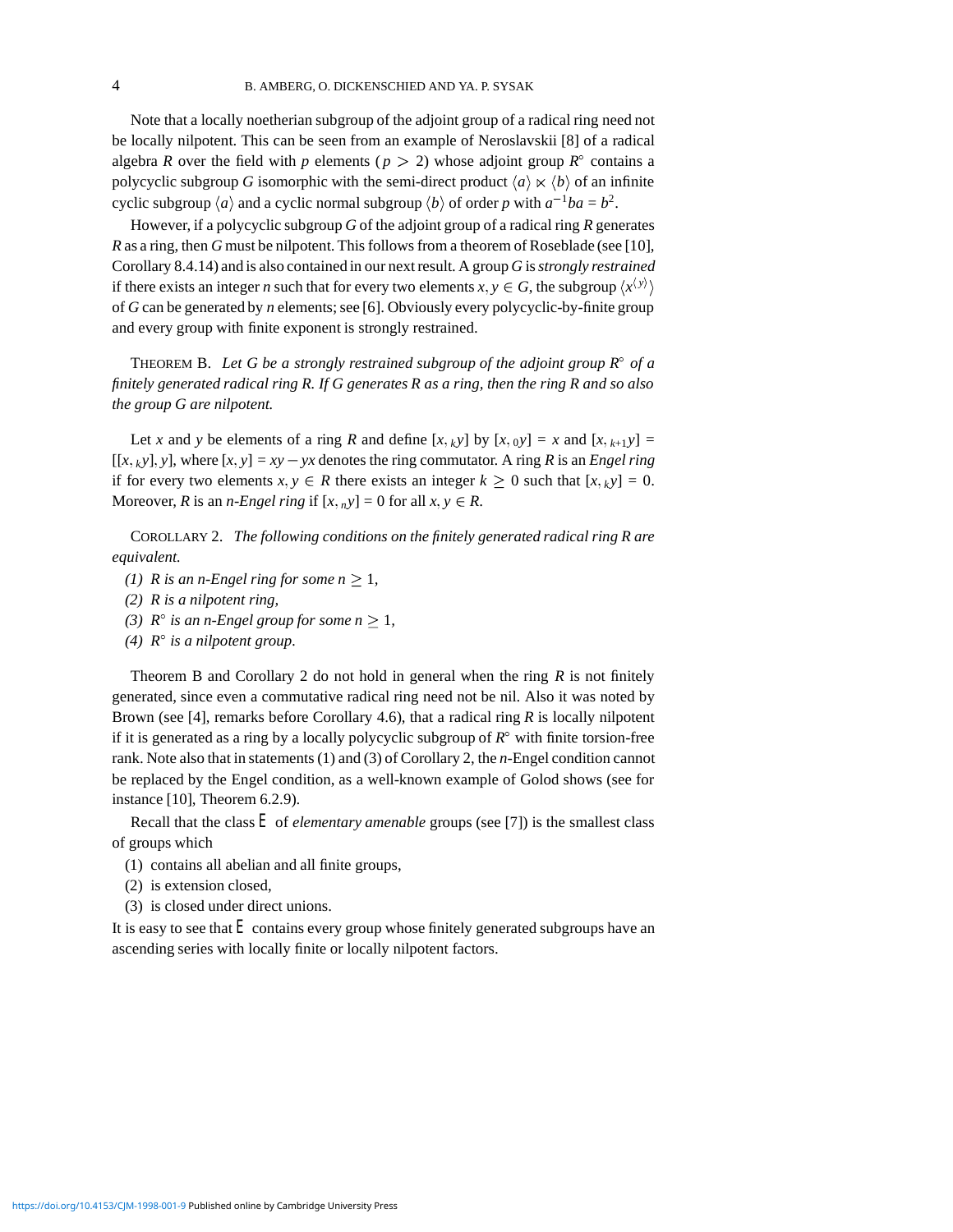Note that a locally noetherian subgroup of the adjoint group of a radical ring need not be locally nilpotent. This can be seen from an example of Neroslavskii [8] of a radical algebra $R$ over the field with $p$ elements ($p > 2$) whose adjoint group $R^\circ$ contains a polycyclic subgroup $G$ isomorphic with the semi-direct product $\langle a \rangle \ltimes \langle b \rangle$ of an infinite cyclic subgroup $\langle a \rangle$ and a cyclic normal subgroup $\langle b \rangle$ of order $p$ with $a^{-1}ba = b^2$.

However, if a polycyclic subgroup $G$ of the adjoint group of a radical ring $R$ generates $R$ as a ring, then $G$ must be nilpotent. This follows from a theorem of Roseblade (see [10], Corollary 8.4.14) and is also contained in our next result. A group $G$ is *strongly restrained* if there exists an integer $n$ such that for every two elements $x, y \in G$, the subgroup $\langle x^{\langle y \rangle} \rangle$ of $G$ can be generated by $n$ elements; see [6]. Obviously every polycyclic-by-finite group and every group with finite exponent is strongly restrained.

THEOREM B. *Let $G$ be a strongly restrained subgroup of the adjoint group $R^\circ$ of a finitely generated radical ring $R$. If $G$ generates $R$ as a ring, then the ring $R$ and so also the group $G$ are nilpotent.*

Let $x$ and $y$ be elements of a ring $R$ and define $[x, _k y]$ by $[x, _0 y] = x$ and $[x, _{k+1} y] = [[x, _k y], y]$, where $[x, y] = xy - yx$ denotes the ring commutator. A ring $R$ is an *Engel ring* if for every two elements $x, y \in R$ there exists an integer $k \geq 0$ such that $[x, _k y] = 0$. Moreover, $R$ is an *$n$-Engel ring* if $[x, _n y] = 0$ for all $x, y \in R$.

COROLLARY 2. *The following conditions on the finitely generated radical ring $R$ are equivalent.*

*(1) $R$ is an $n$-Engel ring for some $n \geq 1$,*
*(2) $R$ is a nilpotent ring,*
*(3) $R^\circ$ is an $n$-Engel group for some $n \geq 1$,*
*(4) $R^\circ$ is a nilpotent group.*

Theorem B and Corollary 2 do not hold in general when the ring $R$ is not finitely generated, since even a commutative radical ring need not be nil. Also it was noted by Brown (see [4], remarks before Corollary 4.6), that a radical ring $R$ is locally nilpotent if it is generated as a ring by a locally polycyclic subgroup of $R^\circ$ with finite torsion-free rank. Note also that in statements (1) and (3) of Corollary 2, the $n$-Engel condition cannot be replaced by the Engel condition, as a well-known example of Golod shows (see for instance [10], Theorem 6.2.9).

Recall that the class $\mathsf{E}$ of *elementary amenable* groups (see [7]) is the smallest class of groups which

(1) contains all abelian and all finite groups,
(2) is extension closed,
(3) is closed under direct unions.

It is easy to see that $\mathsf{E}$ contains every group whose finitely generated subgroups have an ascending series with locally finite or locally nilpotent factors.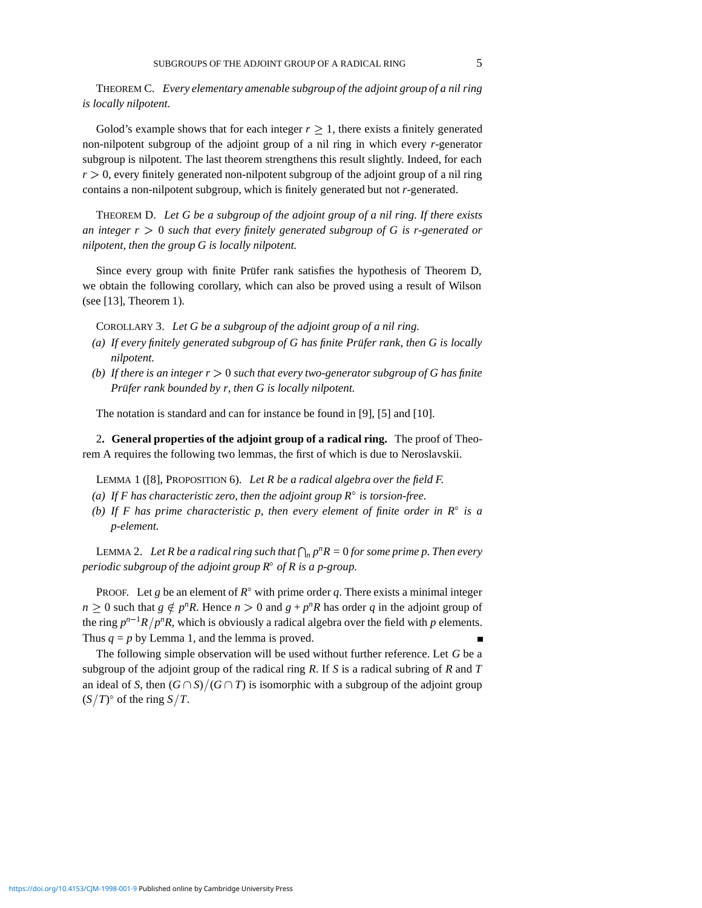THEOREM C. *Every elementary amenable subgroup of the adjoint group of a nil ring is locally nilpotent.*

Golod's example shows that for each integer $r \geq 1$, there exists a finitely generated non-nilpotent subgroup of the adjoint group of a nil ring in which every $r$-generator subgroup is nilpotent. The last theorem strengthens this result slightly. Indeed, for each $r > 0$, every finitely generated non-nilpotent subgroup of the adjoint group of a nil ring contains a non-nilpotent subgroup, which is finitely generated but not $r$-generated.

THEOREM D. *Let $G$ be a subgroup of the adjoint group of a nil ring. If there exists an integer $r > 0$ such that every finitely generated subgroup of $G$ is $r$-generated or nilpotent, then the group $G$ is locally nilpotent.*

Since every group with finite Prüfer rank satisfies the hypothesis of Theorem D, we obtain the following corollary, which can also be proved using a result of Wilson (see [13], Theorem 1).

COROLLARY 3. *Let $G$ be a subgroup of the adjoint group of a nil ring.*

*(a) If every finitely generated subgroup of $G$ has finite Prüfer rank, then $G$ is locally nilpotent.*

*(b) If there is an integer $r > 0$ such that every two-generator subgroup of $G$ has finite Prüfer rank bounded by $r$, then $G$ is locally nilpotent.*

The notation is standard and can for instance be found in [9], [5] and [10].

## 2. General properties of the adjoint group of a radical ring.

The proof of Theorem A requires the following two lemmas, the first of which is due to Neroslavskii.

LEMMA 1 ([8], PROPOSITION 6). *Let $R$ be a radical algebra over the field $F$.*

*(a) If $F$ has characteristic zero, then the adjoint group $R^\circ$ is torsion-free.*

*(b) If $F$ has prime characteristic $p$, then every element of finite order in $R^\circ$ is a $p$-element.*

LEMMA 2. *Let $R$ be a radical ring such that $\bigcap_n p^n R = 0$ for some prime $p$. Then every periodic subgroup of the adjoint group $R^\circ$ of $R$ is a $p$-group.*

PROOF. Let $g$ be an element of $R^\circ$ with prime order $q$. There exists a minimal integer $n \geq 0$ such that $g \notin p^n R$. Hence $n > 0$ and $g + p^n R$ has order $q$ in the adjoint group of the ring $p^{n-1}R/p^n R$, which is obviously a radical algebra over the field with $p$ elements. Thus $q = p$ by Lemma 1, and the lemma is proved. ∎

The following simple observation will be used without further reference. Let $G$ be a subgroup of the adjoint group of the radical ring $R$. If $S$ is a radical subring of $R$ and $T$ an ideal of $S$, then $(G \cap S)/(G \cap T)$ is isomorphic with a subgroup of the adjoint group $(S/T)^\circ$ of the ring $S/T$.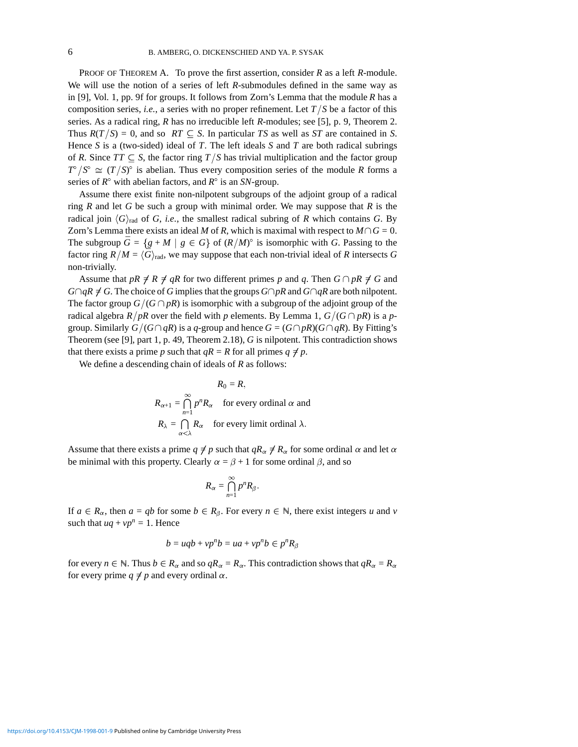PROOF OF THEOREM A. To prove the first assertion, consider $R$ as a left $R$-module. We will use the notion of a series of left $R$-submodules defined in the same way as in [9], Vol. 1, pp. 9f for groups. It follows from Zorn's Lemma that the module $R$ has a composition series, *i.e.*, a series with no proper refinement. Let $T/S$ be a factor of this series. As a radical ring, $R$ has no irreducible left $R$-modules; see [5], p. 9, Theorem 2. Thus $R(T/S) = 0$, and so $RT \subseteq S$. In particular $TS$ as well as $ST$ are contained in $S$. Hence $S$ is a (two-sided) ideal of $T$. The left ideals $S$ and $T$ are both radical subrings of $R$. Since $TT \subseteq S$, the factor ring $T/S$ has trivial multiplication and the factor group $T^\circ/S^\circ \cong (T/S)^\circ$ is abelian. Thus every composition series of the module $R$ forms a series of $R^\circ$ with abelian factors, and $R^\circ$ is an *SN*-group.

Assume there exist finite non-nilpotent subgroups of the adjoint group of a radical ring $R$ and let $G$ be such a group with minimal order. We may suppose that $R$ is the radical join $\langle G \rangle_{\mathrm{rad}}$ of $G$, *i.e.*, the smallest radical subring of $R$ which contains $G$. By Zorn's Lemma there exists an ideal $M$ of $R$, which is maximal with respect to $M \cap G = 0$. The subgroup $\bar{G} = \{g + M \mid g \in G\}$ of $(R/M)^\circ$ is isomorphic with $G$. Passing to the factor ring $R/M = \langle \bar{G} \rangle_{\mathrm{rad}}$, we may suppose that each non-trivial ideal of $R$ intersects $G$ non-trivially.

Assume that $pR \neq R \neq qR$ for two different primes $p$ and $q$. Then $G \cap pR \neq G$ and $G \cap qR \neq G$. The choice of $G$ implies that the groups $G \cap pR$ and $G \cap qR$ are both nilpotent. The factor group $G/(G \cap pR)$ is isomorphic with a subgroup of the adjoint group of the radical algebra $R/pR$ over the field with $p$ elements. By Lemma 1, $G/(G \cap pR)$ is a $p$-group. Similarly $G/(G \cap qR)$ is a $q$-group and hence $G = (G \cap pR)(G \cap qR)$. By Fitting's Theorem (see [9], part 1, p. 49, Theorem 2.18), $G$ is nilpotent. This contradiction shows that there exists a prime $p$ such that $qR = R$ for all primes $q \neq p$.

We define a descending chain of ideals of $R$ as follows:

$$R_0 = R,$$
$$R_{\alpha+1} = \bigcap_{n=1}^{\infty} p^n R_\alpha \quad \text{for every ordinal } \alpha \text{ and}$$
$$R_\lambda = \bigcap_{\alpha < \lambda} R_\alpha \quad \text{for every limit ordinal } \lambda.$$

Assume that there exists a prime $q \neq p$ such that $qR_\alpha \neq R_\alpha$ for some ordinal $\alpha$ and let $\alpha$ be minimal with this property. Clearly $\alpha = \beta + 1$ for some ordinal $\beta$, and so

$$R_\alpha = \bigcap_{n=1}^{\infty} p^n R_\beta.$$

If $a \in R_\alpha$, then $a = qb$ for some $b \in R_\beta$. For every $n \in \mathbb{N}$, there exist integers $u$ and $v$ such that $uq + vp^n = 1$. Hence

$$b = uqb + vp^n b = ua + vp^n b \in p^n R_\beta$$

for every $n \in \mathbb{N}$. Thus $b \in R_\alpha$ and so $qR_\alpha = R_\alpha$. This contradiction shows that $qR_\alpha = R_\alpha$ for every prime $q \neq p$ and every ordinal $\alpha$.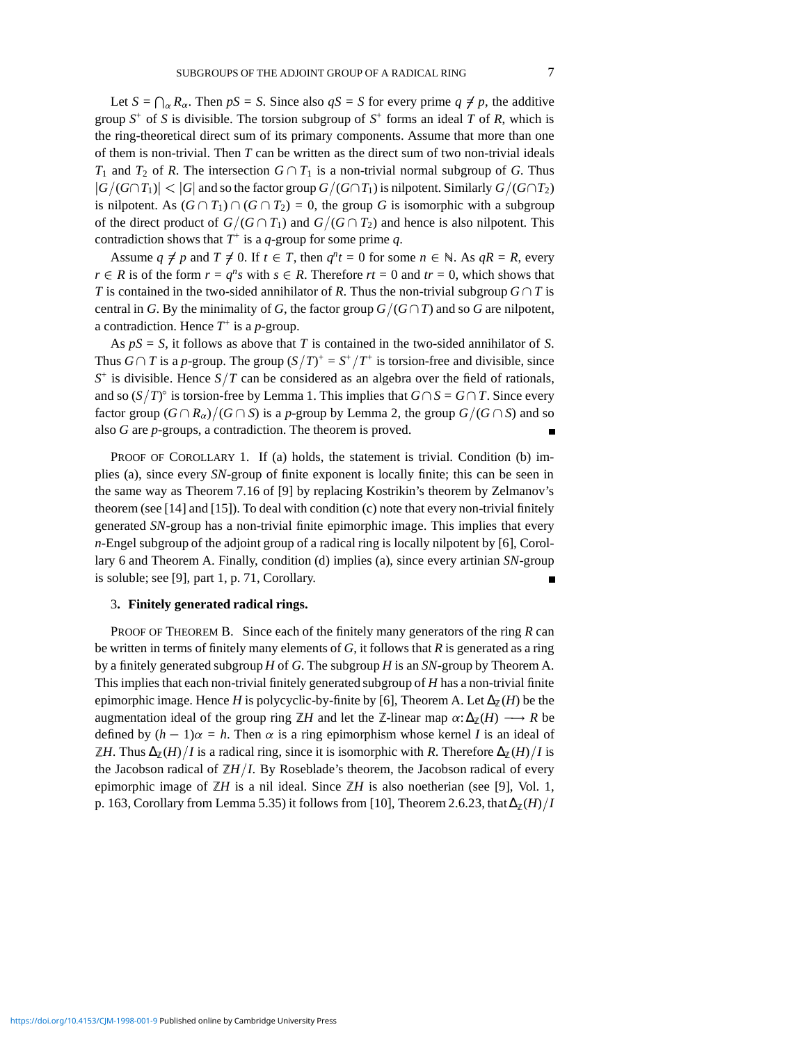Let $S = \bigcap_\alpha R_\alpha$. Then $pS = S$. Since also $qS = S$ for every prime $q \neq p$, the additive group $S^+$ of $S$ is divisible. The torsion subgroup of $S^+$ forms an ideal $T$ of $R$, which is the ring-theoretical direct sum of its primary components. Assume that more than one of them is non-trivial. Then $T$ can be written as the direct sum of two non-trivial ideals $T_1$ and $T_2$ of $R$. The intersection $G \cap T_1$ is a non-trivial normal subgroup of $G$. Thus $|G/(G\cap T_1)| < |G|$ and so the factor group $G/(G\cap T_1)$ is nilpotent. Similarly $G/(G\cap T_2)$ is nilpotent. As $(G \cap T_1) \cap (G \cap T_2) = 0$, the group $G$ is isomorphic with a subgroup of the direct product of $G/(G \cap T_1)$ and $G/(G \cap T_2)$ and hence is also nilpotent. This contradiction shows that $T^+$ is a $q$-group for some prime $q$.

Assume $q \neq p$ and $T \neq 0$. If $t \in T$, then $q^n t = 0$ for some $n \in \mathbb{N}$. As $qR = R$, every $r \in R$ is of the form $r = q^n s$ with $s \in R$. Therefore $rt = 0$ and $tr = 0$, which shows that $T$ is contained in the two-sided annihilator of $R$. Thus the non-trivial subgroup $G \cap T$ is central in $G$. By the minimality of $G$, the factor group $G/(G\cap T)$ and so $G$ are nilpotent, a contradiction. Hence $T^+$ is a $p$-group.

As $pS = S$, it follows as above that $T$ is contained in the two-sided annihilator of $S$. Thus $G \cap T$ is a $p$-group. The group $(S/T)^+ = S^+/T^+$ is torsion-free and divisible, since $S^+$ is divisible. Hence $S/T$ can be considered as an algebra over the field of rationals, and so $(S/T)^\circ$ is torsion-free by Lemma 1. This implies that $G\cap S = G\cap T$. Since every factor group $(G \cap R_\alpha)/(G \cap S)$ is a $p$-group by Lemma 2, the group $G/(G \cap S)$ and so also $G$ are $p$-groups, a contradiction. The theorem is proved. ∎

PROOF OF COROLLARY 1. If (a) holds, the statement is trivial. Condition (b) implies (a), since every *SN*-group of finite exponent is locally finite; this can be seen in the same way as Theorem 7.16 of [9] by replacing Kostrikin's theorem by Zelmanov's theorem (see [14] and [15]). To deal with condition (c) note that every non-trivial finitely generated *SN*-group has a non-trivial finite epimorphic image. This implies that every $n$-Engel subgroup of the adjoint group of a radical ring is locally nilpotent by [6], Corollary 6 and Theorem A. Finally, condition (d) implies (a), since every artinian *SN*-group is soluble; see [9], part 1, p. 71, Corollary. ∎

## 3. Finitely generated radical rings.

PROOF OF THEOREM B. Since each of the finitely many generators of the ring $R$ can be written in terms of finitely many elements of $G$, it follows that $R$ is generated as a ring by a finitely generated subgroup $H$ of $G$. The subgroup $H$ is an *SN*-group by Theorem A. This implies that each non-trivial finitely generated subgroup of $H$ has a non-trivial finite epimorphic image. Hence $H$ is polycyclic-by-finite by [6], Theorem A. Let $\Delta_{\mathbb{Z}}(H)$ be the augmentation ideal of the group ring $\mathbb{Z}H$ and let the $\mathbb{Z}$-linear map $\alpha\colon \Delta_{\mathbb{Z}}(H) \longrightarrow R$ be defined by $(h-1)\alpha = h$. Then $\alpha$ is a ring epimorphism whose kernel $I$ is an ideal of $\mathbb{Z}H$. Thus $\Delta_{\mathbb{Z}}(H)/I$ is a radical ring, since it is isomorphic with $R$. Therefore $\Delta_{\mathbb{Z}}(H)/I$ is the Jacobson radical of $\mathbb{Z}H/I$. By Roseblade's theorem, the Jacobson radical of every epimorphic image of $\mathbb{Z}H$ is a nil ideal. Since $\mathbb{Z}H$ is also noetherian (see [9], Vol. 1, p. 163, Corollary from Lemma 5.35) it follows from [10], Theorem 2.6.23, that $\Delta_{\mathbb{Z}}(H)/I$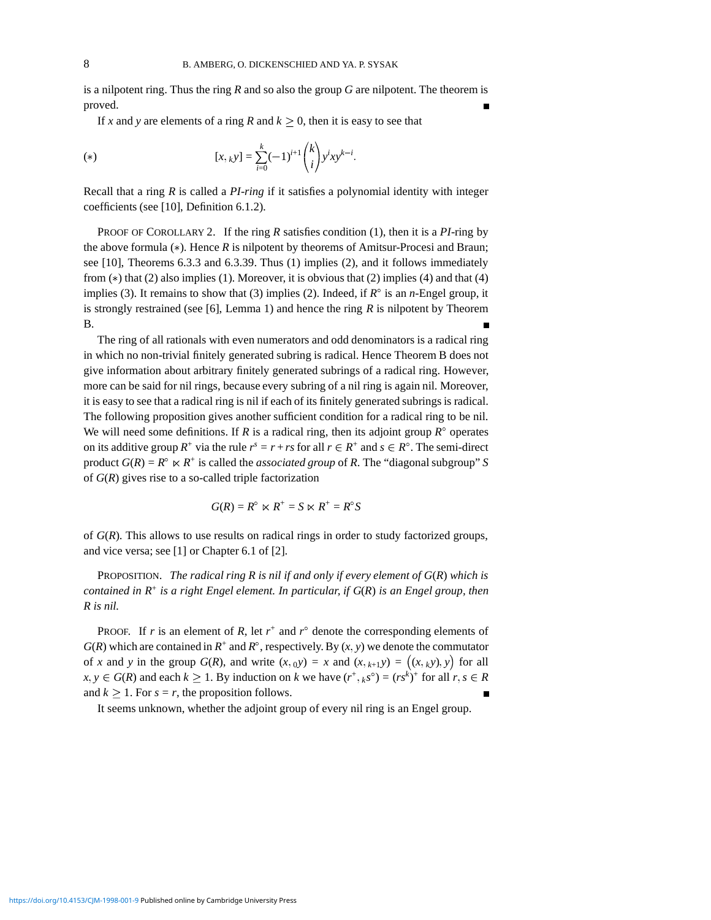is a nilpotent ring. Thus the ring $R$ and so also the group $G$ are nilpotent. The theorem is proved. ■

If $x$ and $y$ are elements of a ring $R$ and $k \geq 0$, then it is easy to see that

$$(*) \qquad [x, {}_k y] = \sum_{i=0}^{k} (-1)^{i+1} \binom{k}{i} y^i x y^{k-i}.$$

Recall that a ring $R$ is called a *PI-ring* if it satisfies a polynomial identity with integer coefficients (see [10], Definition 6.1.2).

PROOF OF COROLLARY 2. If the ring $R$ satisfies condition (1), then it is a *PI*-ring by the above formula $(*)$. Hence $R$ is nilpotent by theorems of Amitsur-Procesi and Braun; see [10], Theorems 6.3.3 and 6.3.39. Thus (1) implies (2), and it follows immediately from $(*)$ that (2) also implies (1). Moreover, it is obvious that (2) implies (4) and that (4) implies (3). It remains to show that (3) implies (2). Indeed, if $R^\circ$ is an $n$-Engel group, it is strongly restrained (see [6], Lemma 1) and hence the ring $R$ is nilpotent by Theorem B. ■

The ring of all rationals with even numerators and odd denominators is a radical ring in which no non-trivial finitely generated subring is radical. Hence Theorem B does not give information about arbitrary finitely generated subrings of a radical ring. However, more can be said for nil rings, because every subring of a nil ring is again nil. Moreover, it is easy to see that a radical ring is nil if each of its finitely generated subrings is radical. The following proposition gives another sufficient condition for a radical ring to be nil. We will need some definitions. If $R$ is a radical ring, then its adjoint group $R^\circ$ operates on its additive group $R^+$ via the rule $r^s = r + rs$ for all $r \in R^+$ and $s \in R^\circ$. The semi-direct product $G(R) = R^\circ \ltimes R^+$ is called the *associated group* of $R$. The "diagonal subgroup" $S$ of $G(R)$ gives rise to a so-called triple factorization

$$G(R) = R^\circ \ltimes R^+ = S \ltimes R^+ = R^\circ S$$

of $G(R)$. This allows to use results on radical rings in order to study factorized groups, and vice versa; see [1] or Chapter 6.1 of [2].

PROPOSITION. *The radical ring $R$ is nil if and only if every element of $G(R)$ which is contained in $R^+$ is a right Engel element. In particular, if $G(R)$ is an Engel group, then $R$ is nil.*

PROOF. If $r$ is an element of $R$, let $r^+$ and $r^\circ$ denote the corresponding elements of $G(R)$ which are contained in $R^+$ and $R^\circ$, respectively. By $(x, y)$ we denote the commutator of $x$ and $y$ in the group $G(R)$, and write $(x, {}_0 y) = x$ and $(x, {}_{k+1} y) = \big((x, {}_k y), y\big)$ for all $x, y \in G(R)$ and each $k \geq 1$. By induction on $k$ we have $(r^+, {}_k s^\circ) = (rs^k)^+$ for all $r, s \in R$ and $k \geq 1$. For $s = r$, the proposition follows. ■

It seems unknown, whether the adjoint group of every nil ring is an Engel group.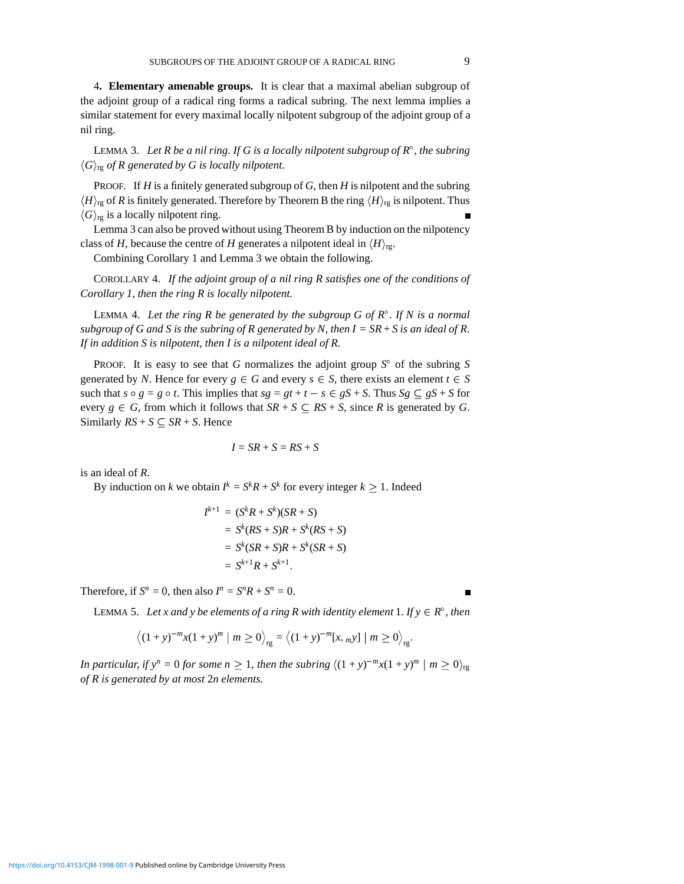**4. Elementary amenable groups.** It is clear that a maximal abelian subgroup of the adjoint group of a radical ring forms a radical subring. The next lemma implies a similar statement for every maximal locally nilpotent subgroup of the adjoint group of a nil ring.

LEMMA 3. *Let $R$ be a nil ring. If $G$ is a locally nilpotent subgroup of $R^\circ$, the subring $\langle G \rangle_{\mathrm{rg}}$ of $R$ generated by $G$ is locally nilpotent.*

PROOF. If $H$ is a finitely generated subgroup of $G$, then $H$ is nilpotent and the subring $\langle H \rangle_{\mathrm{rg}}$ of $R$ is finitely generated. Therefore by Theorem B the ring $\langle H \rangle_{\mathrm{rg}}$ is nilpotent. Thus $\langle G \rangle_{\mathrm{rg}}$ is a locally nilpotent ring. ∎

Lemma 3 can also be proved without using Theorem B by induction on the nilpotency class of $H$, because the centre of $H$ generates a nilpotent ideal in $\langle H \rangle_{\mathrm{rg}}$.

Combining Corollary 1 and Lemma 3 we obtain the following.

COROLLARY 4. *If the adjoint group of a nil ring $R$ satisfies one of the conditions of Corollary 1, then the ring $R$ is locally nilpotent.*

LEMMA 4. *Let the ring $R$ be generated by the subgroup $G$ of $R^\circ$. If $N$ is a normal subgroup of $G$ and $S$ is the subring of $R$ generated by $N$, then $I = SR + S$ is an ideal of $R$. If in addition $S$ is nilpotent, then $I$ is a nilpotent ideal of $R$.*

PROOF. It is easy to see that $G$ normalizes the adjoint group $S^\circ$ of the subring $S$ generated by $N$. Hence for every $g \in G$ and every $s \in S$, there exists an element $t \in S$ such that $s \circ g = g \circ t$. This implies that $sg = gt + t - s \in gS + S$. Thus $Sg \subseteq gS + S$ for every $g \in G$, from which it follows that $SR + S \subseteq RS + S$, since $R$ is generated by $G$. Similarly $RS + S \subseteq SR + S$. Hence

$$I = SR + S = RS + S$$

is an ideal of $R$.

By induction on $k$ we obtain $I^k = S^k R + S^k$ for every integer $k \geq 1$. Indeed

$$\begin{aligned}
I^{k+1} &= (S^k R + S^k)(SR + S) \\
&= S^k (RS + S) R + S^k (RS + S) \\
&= S^k (SR + S) R + S^k (SR + S) \\
&= S^{k+1} R + S^{k+1}.
\end{aligned}$$

Therefore, if $S^n = 0$, then also $I^n = S^n R + S^n = 0$. ∎

LEMMA 5. *Let $x$ and $y$ be elements of a ring $R$ with identity element 1. If $y \in R^\circ$, then*

$$\left\langle (1 + y)^{-m} x (1 + y)^m \mid m \geq 0 \right\rangle_{\mathrm{rg}} = \left\langle (1 + y)^{-m} [x, {}_m y] \mid m \geq 0 \right\rangle_{\mathrm{rg}}.$$

*In particular, if $y^n = 0$ for some $n \geq 1$, then the subring $\langle (1 + y)^{-m} x (1 + y)^m \mid m \geq 0 \rangle_{\mathrm{rg}}$ of $R$ is generated by at most $2n$ elements.*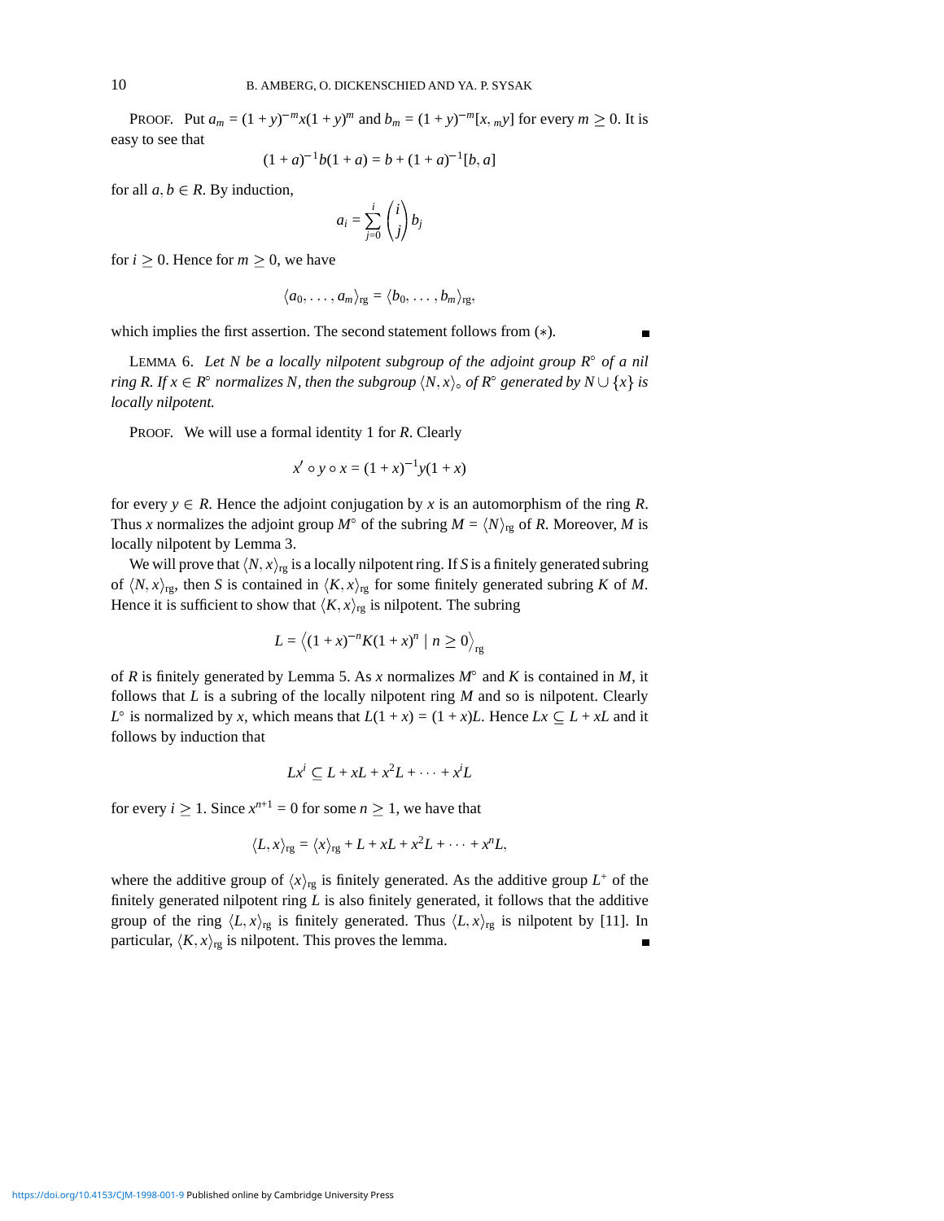PROOF. Put $a_m = (1+y)^{-m}x(1+y)^m$ and $b_m = (1+y)^{-m}[x,{}_m y]$ for every $m \geq 0$. It is easy to see that

$$(1+a)^{-1}b(1+a) = b + (1+a)^{-1}[b,a]$$

for all $a, b \in R$. By induction,

$$a_i = \sum_{j=0}^{i} \binom{i}{j} b_j$$

for $i \geq 0$. Hence for $m \geq 0$, we have

$$\langle a_0, \ldots, a_m \rangle_{\mathrm{rg}} = \langle b_0, \ldots, b_m \rangle_{\mathrm{rg}},$$

which implies the first assertion. The second statement follows from $(*)$. ∎

LEMMA 6. *Let $N$ be a locally nilpotent subgroup of the adjoint group $R^\circ$ of a nil ring $R$. If $x \in R^\circ$ normalizes $N$, then the subgroup $\langle N, x \rangle_\circ$ of $R^\circ$ generated by $N \cup \{x\}$ is locally nilpotent.*

PROOF. We will use a formal identity 1 for $R$. Clearly

$$x' \circ y \circ x = (1+x)^{-1}y(1+x)$$

for every $y \in R$. Hence the adjoint conjugation by $x$ is an automorphism of the ring $R$. Thus $x$ normalizes the adjoint group $M^\circ$ of the subring $M = \langle N \rangle_{\mathrm{rg}}$ of $R$. Moreover, $M$ is locally nilpotent by Lemma 3.

We will prove that $\langle N, x \rangle_{\mathrm{rg}}$ is a locally nilpotent ring. If $S$ is a finitely generated subring of $\langle N, x \rangle_{\mathrm{rg}}$, then $S$ is contained in $\langle K, x \rangle_{\mathrm{rg}}$ for some finitely generated subring $K$ of $M$. Hence it is sufficient to show that $\langle K, x \rangle_{\mathrm{rg}}$ is nilpotent. The subring

$$L = \big\langle (1+x)^{-n}K(1+x)^n \mid n \geq 0 \big\rangle_{\mathrm{rg}}$$

of $R$ is finitely generated by Lemma 5. As $x$ normalizes $M^\circ$ and $K$ is contained in $M$, it follows that $L$ is a subring of the locally nilpotent ring $M$ and so is nilpotent. Clearly $L^\circ$ is normalized by $x$, which means that $L(1+x) = (1+x)L$. Hence $Lx \subseteq L + xL$ and it follows by induction that

$$Lx^i \subseteq L + xL + x^2L + \cdots + x^iL$$

for every $i \geq 1$. Since $x^{n+1} = 0$ for some $n \geq 1$, we have that

$$\langle L, x \rangle_{\mathrm{rg}} = \langle x \rangle_{\mathrm{rg}} + L + xL + x^2L + \cdots + x^nL,$$

where the additive group of $\langle x \rangle_{\mathrm{rg}}$ is finitely generated. As the additive group $L^+$ of the finitely generated nilpotent ring $L$ is also finitely generated, it follows that the additive group of the ring $\langle L, x \rangle_{\mathrm{rg}}$ is finitely generated. Thus $\langle L, x \rangle_{\mathrm{rg}}$ is nilpotent by [11]. In particular, $\langle K, x \rangle_{\mathrm{rg}}$ is nilpotent. This proves the lemma. ∎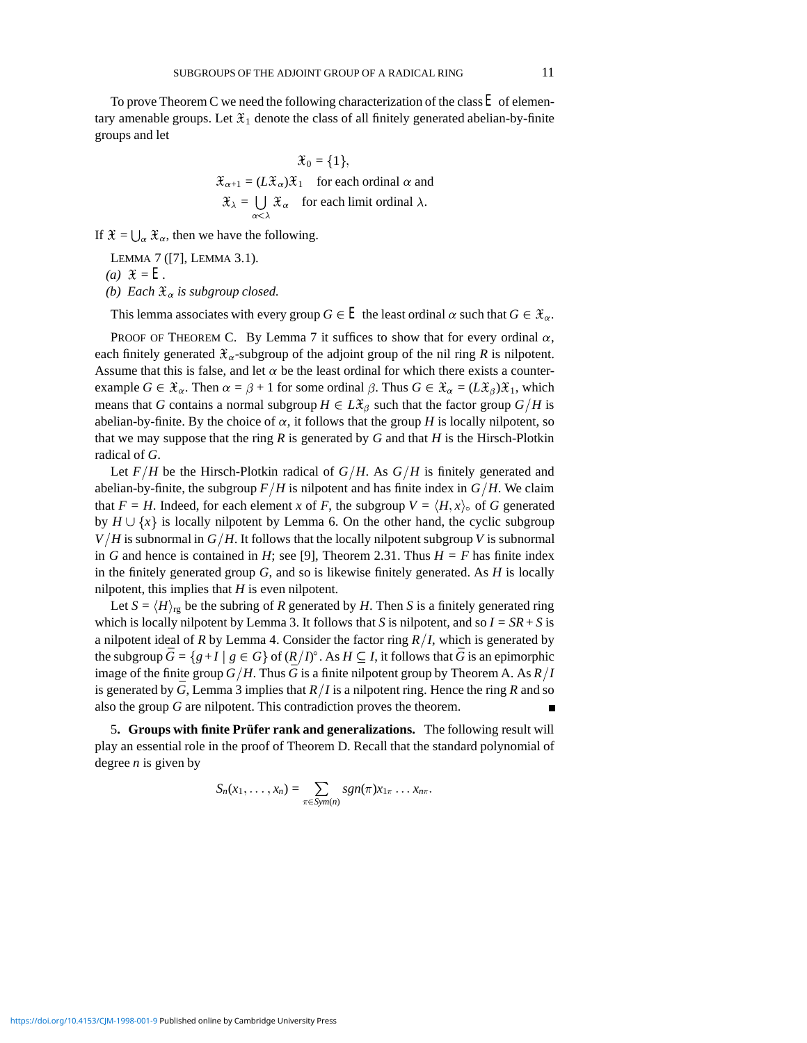To prove Theorem C we need the following characterization of the class $\mathsf{E}$ of elementary amenable groups. Let $\mathfrak{X}_1$ denote the class of all finitely generated abelian-by-finite groups and let

$$\mathfrak{X}_0 = \{1\},$$
$$\mathfrak{X}_{\alpha+1} = (L\mathfrak{X}_\alpha)\mathfrak{X}_1 \quad \text{for each ordinal } \alpha \text{ and}$$
$$\mathfrak{X}_\lambda = \bigcup_{\alpha<\lambda} \mathfrak{X}_\alpha \quad \text{for each limit ordinal } \lambda.$$

If $\mathfrak{X} = \bigcup_\alpha \mathfrak{X}_\alpha$, then we have the following.

LEMMA 7 ([7], LEMMA 3.1).

*(a)* $\mathfrak{X} = \mathsf{E}$.

*(b) Each* $\mathfrak{X}_\alpha$ *is subgroup closed.*

This lemma associates with every group $G \in \mathsf{E}$ the least ordinal $\alpha$ such that $G \in \mathfrak{X}_\alpha$.

PROOF OF THEOREM C. By Lemma 7 it suffices to show that for every ordinal $\alpha$, each finitely generated $\mathfrak{X}_\alpha$-subgroup of the adjoint group of the nil ring $R$ is nilpotent. Assume that this is false, and let $\alpha$ be the least ordinal for which there exists a counterexample $G \in \mathfrak{X}_\alpha$. Then $\alpha = \beta + 1$ for some ordinal $\beta$. Thus $G \in \mathfrak{X}_\alpha = (L\mathfrak{X}_\beta)\mathfrak{X}_1$, which means that $G$ contains a normal subgroup $H \in L\mathfrak{X}_\beta$ such that the factor group $G/H$ is abelian-by-finite. By the choice of $\alpha$, it follows that the group $H$ is locally nilpotent, so that we may suppose that the ring $R$ is generated by $G$ and that $H$ is the Hirsch-Plotkin radical of $G$.

Let $F/H$ be the Hirsch-Plotkin radical of $G/H$. As $G/H$ is finitely generated and abelian-by-finite, the subgroup $F/H$ is nilpotent and has finite index in $G/H$. We claim that $F = H$. Indeed, for each element $x$ of $F$, the subgroup $V = \langle H, x\rangle_\circ$ of $G$ generated by $H \cup \{x\}$ is locally nilpotent by Lemma 6. On the other hand, the cyclic subgroup $V/H$ is subnormal in $G/H$. It follows that the locally nilpotent subgroup $V$ is subnormal in $G$ and hence is contained in $H$; see [9], Theorem 2.31. Thus $H = F$ has finite index in the finitely generated group $G$, and so is likewise finitely generated. As $H$ is locally nilpotent, this implies that $H$ is even nilpotent.

Let $S = \langle H\rangle_{\mathrm{rg}}$ be the subring of $R$ generated by $H$. Then $S$ is a finitely generated ring which is locally nilpotent by Lemma 3. It follows that $S$ is nilpotent, and so $I = SR + S$ is a nilpotent ideal of $R$ by Lemma 4. Consider the factor ring $R/I$, which is generated by the subgroup $\bar{G} = \{g + I \mid g \in G\}$ of $(R/I)^\circ$. As $H \subseteq I$, it follows that $\bar{G}$ is an epimorphic image of the finite group $G/H$. Thus $\bar{G}$ is a finite nilpotent group by Theorem A. As $R/I$ is generated by $\bar{G}$, Lemma 3 implies that $R/I$ is a nilpotent ring. Hence the ring $R$ and so also the group $G$ are nilpotent. This contradiction proves the theorem. ∎

## 5. Groups with finite Prüfer rank and generalizations.

The following result will play an essential role in the proof of Theorem D. Recall that the standard polynomial of degree $n$ is given by

$$S_n(x_1, \ldots, x_n) = \sum_{\pi \in Sym(n)} sgn(\pi) x_{1\pi} \ldots x_{n\pi}.$$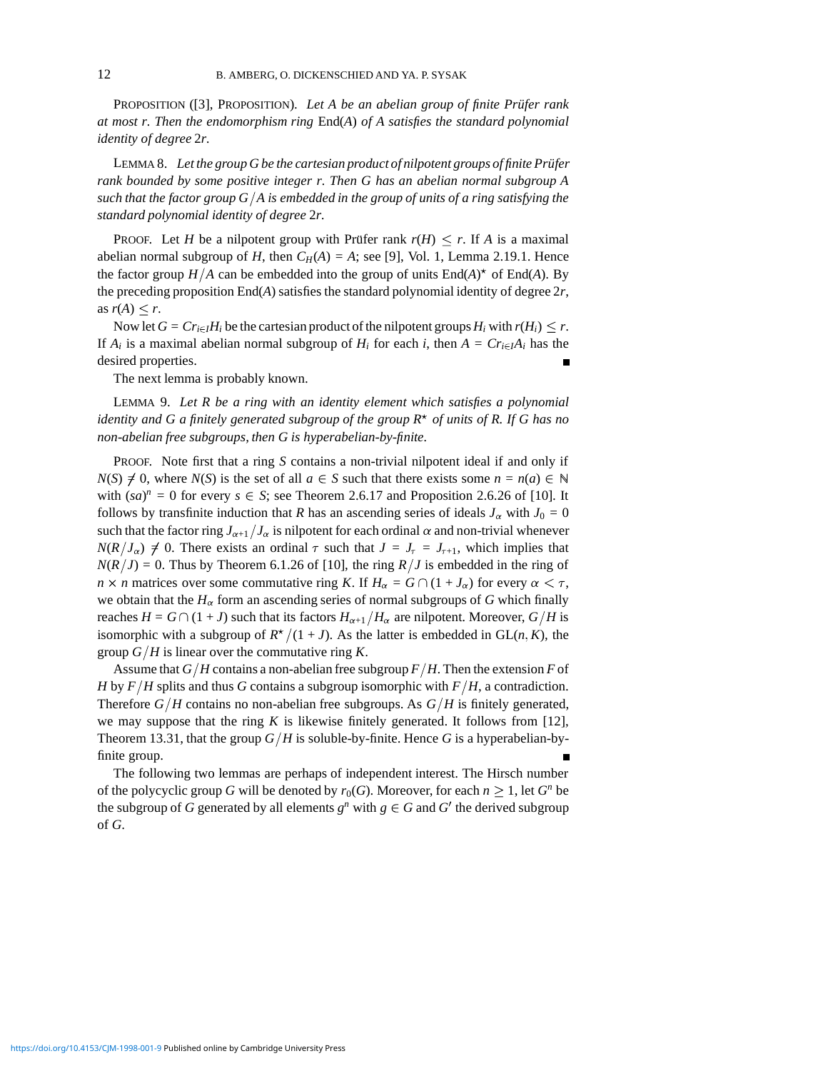PROPOSITION ([3], PROPOSITION). *Let $A$ be an abelian group of finite Prüfer rank at most $r$. Then the endomorphism ring* End($A$) *of $A$ satisfies the standard polynomial identity of degree* $2r$.

LEMMA 8. *Let the group $G$ be the cartesian product of nilpotent groups of finite Prüfer rank bounded by some positive integer $r$. Then $G$ has an abelian normal subgroup $A$ such that the factor group $G/A$ is embedded in the group of units of a ring satisfying the standard polynomial identity of degree* $2r$.

PROOF. Let $H$ be a nilpotent group with Prüfer rank $r(H) \leq r$. If $A$ is a maximal abelian normal subgroup of $H$, then $C_H(A) = A$; see [9], Vol. 1, Lemma 2.19.1. Hence the factor group $H/A$ can be embedded into the group of units $\mathrm{End}(A)^\star$ of End($A$). By the preceding proposition End($A$) satisfies the standard polynomial identity of degree $2r$, as $r(A) \leq r$.

Now let $G = Cr_{i\in I}H_i$ be the cartesian product of the nilpotent groups $H_i$ with $r(H_i) \leq r$. If $A_i$ is a maximal abelian normal subgroup of $H_i$ for each $i$, then $A = Cr_{i\in I}A_i$ has the desired properties. ∎

The next lemma is probably known.

LEMMA 9. *Let $R$ be a ring with an identity element which satisfies a polynomial identity and $G$ a finitely generated subgroup of the group $R^\star$ of units of $R$. If $G$ has no non-abelian free subgroups, then $G$ is hyperabelian-by-finite.*

PROOF. Note first that a ring $S$ contains a non-trivial nilpotent ideal if and only if $N(S) \neq 0$, where $N(S)$ is the set of all $a \in S$ such that there exists some $n = n(a) \in \mathbb{N}$ with $(sa)^n = 0$ for every $s \in S$; see Theorem 2.6.17 and Proposition 2.6.26 of [10]. It follows by transfinite induction that $R$ has an ascending series of ideals $J_\alpha$ with $J_0 = 0$ such that the factor ring $J_{\alpha+1}/J_\alpha$ is nilpotent for each ordinal $\alpha$ and non-trivial whenever $N(R/J_\alpha) \neq 0$. There exists an ordinal $\tau$ such that $J = J_\tau = J_{\tau+1}$, which implies that $N(R/J) = 0$. Thus by Theorem 6.1.26 of [10], the ring $R/J$ is embedded in the ring of $n \times n$ matrices over some commutative ring $K$. If $H_\alpha = G \cap (1 + J_\alpha)$ for every $\alpha < \tau$, we obtain that the $H_\alpha$ form an ascending series of normal subgroups of $G$ which finally reaches $H = G \cap (1 + J)$ such that its factors $H_{\alpha+1}/H_\alpha$ are nilpotent. Moreover, $G/H$ is isomorphic with a subgroup of $R^\star/(1 + J)$. As the latter is embedded in $\mathrm{GL}(n, K)$, the group $G/H$ is linear over the commutative ring $K$.

Assume that $G/H$ contains a non-abelian free subgroup $F/H$. Then the extension $F$ of $H$ by $F/H$ splits and thus $G$ contains a subgroup isomorphic with $F/H$, a contradiction. Therefore $G/H$ contains no non-abelian free subgroups. As $G/H$ is finitely generated, we may suppose that the ring $K$ is likewise finitely generated. It follows from [12], Theorem 13.31, that the group $G/H$ is soluble-by-finite. Hence $G$ is a hyperabelian-by-finite group. ∎

The following two lemmas are perhaps of independent interest. The Hirsch number of the polycyclic group $G$ will be denoted by $r_0(G)$. Moreover, for each $n \geq 1$, let $G^n$ be the subgroup of $G$ generated by all elements $g^n$ with $g \in G$ and $G'$ the derived subgroup of $G$.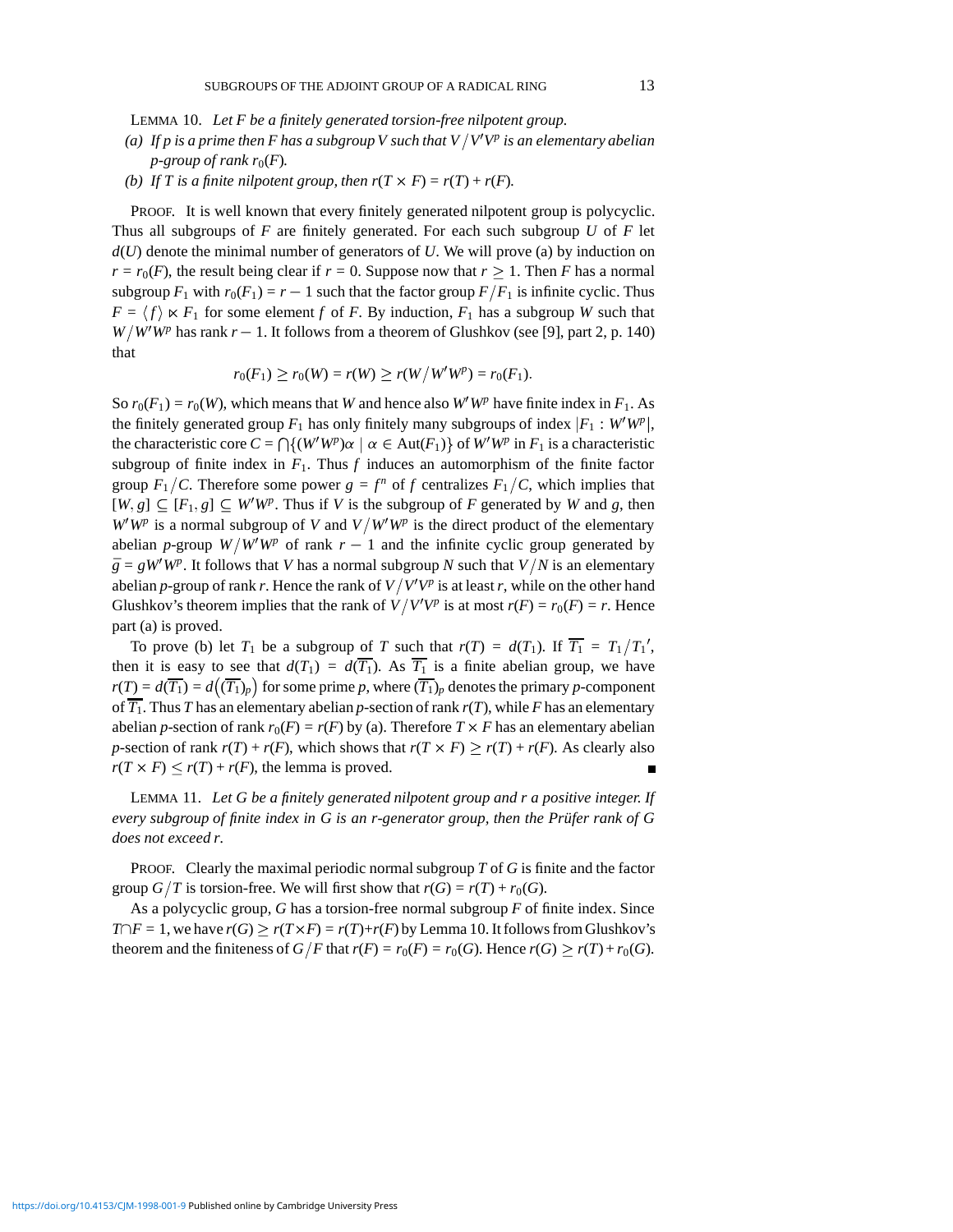LEMMA 10. *Let $F$ be a finitely generated torsion-free nilpotent group.*

*(a) If $p$ is a prime then $F$ has a subgroup $V$ such that $V/V'V^p$ is an elementary abelian $p$-group of rank $r_0(F)$.*

*(b) If $T$ is a finite nilpotent group, then $r(T \times F) = r(T) + r(F)$.*

PROOF. It is well known that every finitely generated nilpotent group is polycyclic. Thus all subgroups of $F$ are finitely generated. For each such subgroup $U$ of $F$ let $d(U)$ denote the minimal number of generators of $U$. We will prove (a) by induction on $r = r_0(F)$, the result being clear if $r = 0$. Suppose now that $r \geq 1$. Then $F$ has a normal subgroup $F_1$ with $r_0(F_1) = r - 1$ such that the factor group $F/F_1$ is infinite cyclic. Thus $F = \langle f \rangle \ltimes F_1$ for some element $f$ of $F$. By induction, $F_1$ has a subgroup $W$ such that $W/W'W^p$ has rank $r - 1$. It follows from a theorem of Glushkov (see [9], part 2, p. 140) that

$$r_0(F_1) \geq r_0(W) = r(W) \geq r(W/W'W^p) = r_0(F_1).$$

So $r_0(F_1) = r_0(W)$, which means that $W$ and hence also $W'W^p$ have finite index in $F_1$. As the finitely generated group $F_1$ has only finitely many subgroups of index $|F_1 : W'W^p|$, the characteristic core $C = \bigcap\{(W'W^p)\alpha \mid \alpha \in \mathrm{Aut}(F_1)\}$ of $W'W^p$ in $F_1$ is a characteristic subgroup of finite index in $F_1$. Thus $f$ induces an automorphism of the finite factor group $F_1/C$. Therefore some power $g = f^n$ of $f$ centralizes $F_1/C$, which implies that $[W, g] \subseteq [F_1, g] \subseteq W'W^p$. Thus if $V$ is the subgroup of $F$ generated by $W$ and $g$, then $W'W^p$ is a normal subgroup of $V$ and $V/W'W^p$ is the direct product of the elementary abelian $p$-group $W/W'W^p$ of rank $r - 1$ and the infinite cyclic group generated by $\bar{g} = gW'W^p$. It follows that $V$ has a normal subgroup $N$ such that $V/N$ is an elementary abelian $p$-group of rank $r$. Hence the rank of $V/V'V^p$ is at least $r$, while on the other hand Glushkov's theorem implies that the rank of $V/V'V^p$ is at most $r(F) = r_0(F) = r$. Hence part (a) is proved.

To prove (b) let $T_1$ be a subgroup of $T$ such that $r(T) = d(T_1)$. If $\overline{T_1} = T_1/T_1'$, then it is easy to see that $d(T_1) = d(\overline{T_1})$. As $\overline{T_1}$ is a finite abelian group, we have $r(T) = d(\overline{T_1}) = d\big((\overline{T_1})_p\big)$ for some prime $p$, where $(\overline{T_1})_p$ denotes the primary $p$-component of $\overline{T_1}$. Thus $T$ has an elementary abelian $p$-section of rank $r(T)$, while $F$ has an elementary abelian $p$-section of rank $r_0(F) = r(F)$ by (a). Therefore $T \times F$ has an elementary abelian $p$-section of rank $r(T) + r(F)$, which shows that $r(T \times F) \geq r(T) + r(F)$. As clearly also $r(T \times F) \leq r(T) + r(F)$, the lemma is proved. ∎

LEMMA 11. *Let $G$ be a finitely generated nilpotent group and $r$ a positive integer. If every subgroup of finite index in $G$ is an $r$-generator group, then the Prüfer rank of $G$ does not exceed $r$.*

PROOF. Clearly the maximal periodic normal subgroup $T$ of $G$ is finite and the factor group $G/T$ is torsion-free. We will first show that $r(G) = r(T) + r_0(G)$.

As a polycyclic group, $G$ has a torsion-free normal subgroup $F$ of finite index. Since $T \cap F = 1$, we have $r(G) \geq r(T \times F) = r(T) + r(F)$ by Lemma 10. It follows from Glushkov's theorem and the finiteness of $G/F$ that $r(F) = r_0(F) = r_0(G)$. Hence $r(G) \geq r(T) + r_0(G)$.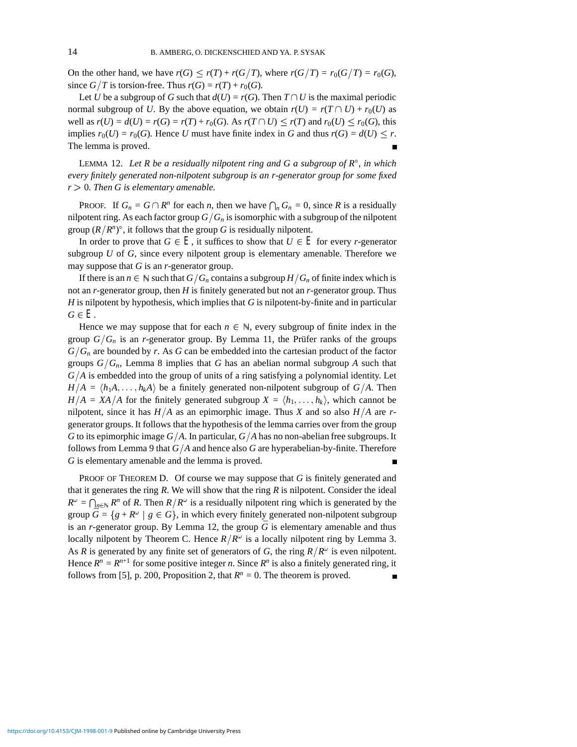On the other hand, we have $r(G) \leq r(T) + r(G/T)$, where $r(G/T) = r_0(G/T) = r_0(G)$, since $G/T$ is torsion-free. Thus $r(G) = r(T) + r_0(G)$.

Let $U$ be a subgroup of $G$ such that $d(U) = r(G)$. Then $T \cap U$ is the maximal periodic normal subgroup of $U$. By the above equation, we obtain $r(U) = r(T \cap U) + r_0(U)$ as well as $r(U) = d(U) = r(G) = r(T) + r_0(G)$. As $r(T \cap U) \leq r(T)$ and $r_0(U) \leq r_0(G)$, this implies $r_0(U) = r_0(G)$. Hence $U$ must have finite index in $G$ and thus $r(G) = d(U) \leq r$. The lemma is proved. ∎

LEMMA 12. *Let $R$ be a residually nilpotent ring and $G$ a subgroup of $R^\circ$, in which every finitely generated non-nilpotent subgroup is an $r$-generator group for some fixed $r > 0$. Then $G$ is elementary amenable.*

PROOF. If $G_n = G \cap R^n$ for each $n$, then we have $\bigcap_n G_n = 0$, since $R$ is a residually nilpotent ring. As each factor group $G/G_n$ is isomorphic with a subgroup of the nilpotent group $(R/R^n)^\circ$, it follows that the group $G$ is residually nilpotent.

In order to prove that $G \in \mathrm{E}$, it suffices to show that $U \in \mathrm{E}$ for every $r$-generator subgroup $U$ of $G$, since every nilpotent group is elementary amenable. Therefore we may suppose that $G$ is an $r$-generator group.

If there is an $n \in \mathbb{N}$ such that $G/G_n$ contains a subgroup $H/G_n$ of finite index which is not an $r$-generator group, then $H$ is finitely generated but not an $r$-generator group. Thus $H$ is nilpotent by hypothesis, which implies that $G$ is nilpotent-by-finite and in particular $G \in \mathrm{E}$.

Hence we may suppose that for each $n \in \mathbb{N}$, every subgroup of finite index in the group $G/G_n$ is an $r$-generator group. By Lemma 11, the Prüfer ranks of the groups $G/G_n$ are bounded by $r$. As $G$ can be embedded into the cartesian product of the factor groups $G/G_n$, Lemma 8 implies that $G$ has an abelian normal subgroup $A$ such that $G/A$ is embedded into the group of units of a ring satisfying a polynomial identity. Let $H/A = \langle h_1 A, \ldots, h_k A \rangle$ be a finitely generated non-nilpotent subgroup of $G/A$. Then $H/A = XA/A$ for the finitely generated subgroup $X = \langle h_1, \ldots, h_k \rangle$, which cannot be nilpotent, since it has $H/A$ as an epimorphic image. Thus $X$ and so also $H/A$ are $r$-generator groups. It follows that the hypothesis of the lemma carries over from the group $G$ to its epimorphic image $G/A$. In particular, $G/A$ has no non-abelian free subgroups. It follows from Lemma 9 that $G/A$ and hence also $G$ are hyperabelian-by-finite. Therefore $G$ is elementary amenable and the lemma is proved. ∎

PROOF OF THEOREM D. Of course we may suppose that $G$ is finitely generated and that it generates the ring $R$. We will show that the ring $R$ is nilpotent. Consider the ideal $R^\omega = \bigcap_{n \in \mathbb{N}} R^n$ of $R$. Then $R/R^\omega$ is a residually nilpotent ring which is generated by the group $\bar{G} = \{g + R^\omega \mid g \in G\}$, in which every finitely generated non-nilpotent subgroup is an $r$-generator group. By Lemma 12, the group $\bar{G}$ is elementary amenable and thus locally nilpotent by Theorem C. Hence $R/R^\omega$ is a locally nilpotent ring by Lemma 3. As $R$ is generated by any finite set of generators of $G$, the ring $R/R^\omega$ is even nilpotent. Hence $R^n = R^{n+1}$ for some positive integer $n$. Since $R^n$ is also a finitely generated ring, it follows from [5], p. 200, Proposition 2, that $R^n = 0$. The theorem is proved. ∎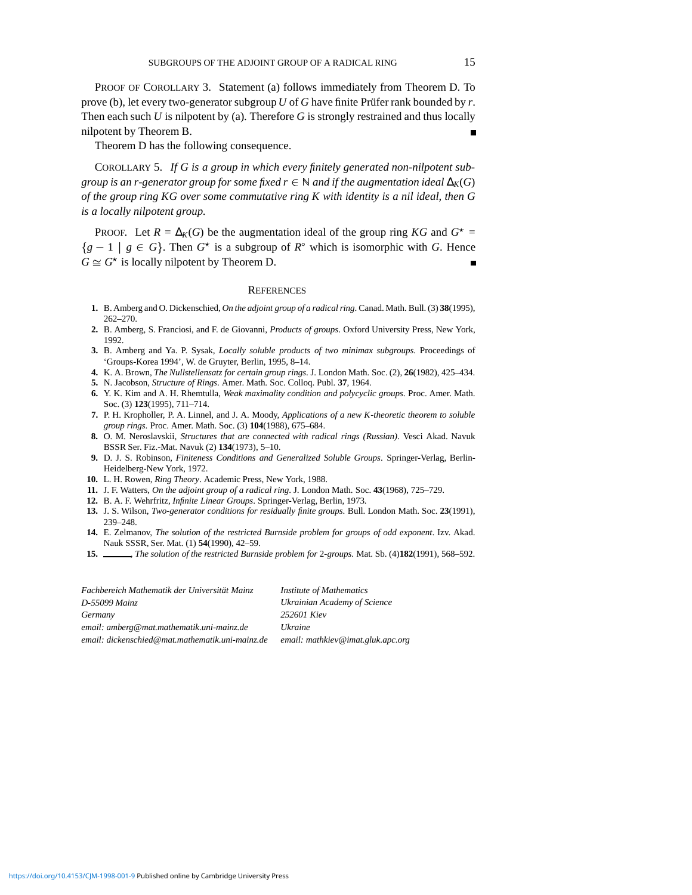PROOF OF COROLLARY 3. Statement (a) follows immediately from Theorem D. To prove (b), let every two-generator subgroup $U$ of $G$ have finite Prüfer rank bounded by $r$. Then each such $U$ is nilpotent by (a). Therefore $G$ is strongly restrained and thus locally nilpotent by Theorem B. ∎

Theorem D has the following consequence.

COROLLARY 5. *If $G$ is a group in which every finitely generated non-nilpotent subgroup is an $r$-generator group for some fixed $r \in \mathbb{N}$ and if the augmentation ideal $\Delta_K(G)$ of the group ring $KG$ over some commutative ring $K$ with identity is a nil ideal, then $G$ is a locally nilpotent group.*

PROOF. Let $R = \Delta_K(G)$ be the augmentation ideal of the group ring $KG$ and $G^\star = \{g - 1 \mid g \in G\}$. Then $G^\star$ is a subgroup of $R^\circ$ which is isomorphic with $G$. Hence $G \cong G^\star$ is locally nilpotent by Theorem D. ∎

## REFERENCES

1. B. Amberg and O. Dickenschied, *On the adjoint group of a radical ring*. Canad. Math. Bull. (3) **38**(1995), 262–270.
2. B. Amberg, S. Franciosi, and F. de Giovanni, *Products of groups*. Oxford University Press, New York, 1992.
3. B. Amberg and Ya. P. Sysak, *Locally soluble products of two minimax subgroups*. Proceedings of 'Groups-Korea 1994', W. de Gruyter, Berlin, 1995, 8–14.
4. K. A. Brown, *The Nullstellensatz for certain group rings*. J. London Math. Soc. (2), **26**(1982), 425–434.
5. N. Jacobson, *Structure of Rings*. Amer. Math. Soc. Colloq. Publ. **37**, 1964.
6. Y. K. Kim and A. H. Rhemtulla, *Weak maximality condition and polycyclic groups*. Proc. Amer. Math. Soc. (3) **123**(1995), 711–714.
7. P. H. Kropholler, P. A. Linnel, and J. A. Moody, *Applications of a new K-theoretic theorem to soluble group rings*. Proc. Amer. Math. Soc. (3) **104**(1988), 675–684.
8. O. M. Neroslavskii, *Structures that are connected with radical rings (Russian)*. Vesci Akad. Navuk BSSR Ser. Fiz.-Mat. Navuk (2) **134**(1973), 5–10.
9. D. J. S. Robinson, *Finiteness Conditions and Generalized Soluble Groups*. Springer-Verlag, Berlin-Heidelberg-New York, 1972.
10. L. H. Rowen, *Ring Theory*. Academic Press, New York, 1988.
11. J. F. Watters, *On the adjoint group of a radical ring*. J. London Math. Soc. **43**(1968), 725–729.
12. B. A. F. Wehrfritz, *Infinite Linear Groups*. Springer-Verlag, Berlin, 1973.
13. J. S. Wilson, *Two-generator conditions for residually finite groups*. Bull. London Math. Soc. **23**(1991), 239–248.
14. E. Zelmanov, *The solution of the restricted Burnside problem for groups of odd exponent*. Izv. Akad. Nauk SSSR, Ser. Mat. (1) **54**(1990), 42–59.
15. ———, *The solution of the restricted Burnside problem for 2-groups*. Mat. Sb. (4)**182**(1991), 568–592.

*Fachbereich Mathematik der Universität Mainz*
*D-55099 Mainz*
*Germany*
*email: amberg@mat.mathematik.uni-mainz.de*
*email: dickenschied@mat.mathematik.uni-mainz.de*

*Institute of Mathematics*
*Ukrainian Academy of Science*
*252601 Kiev*
*Ukraine*
*email: mathkiev@imat.gluk.apc.org*